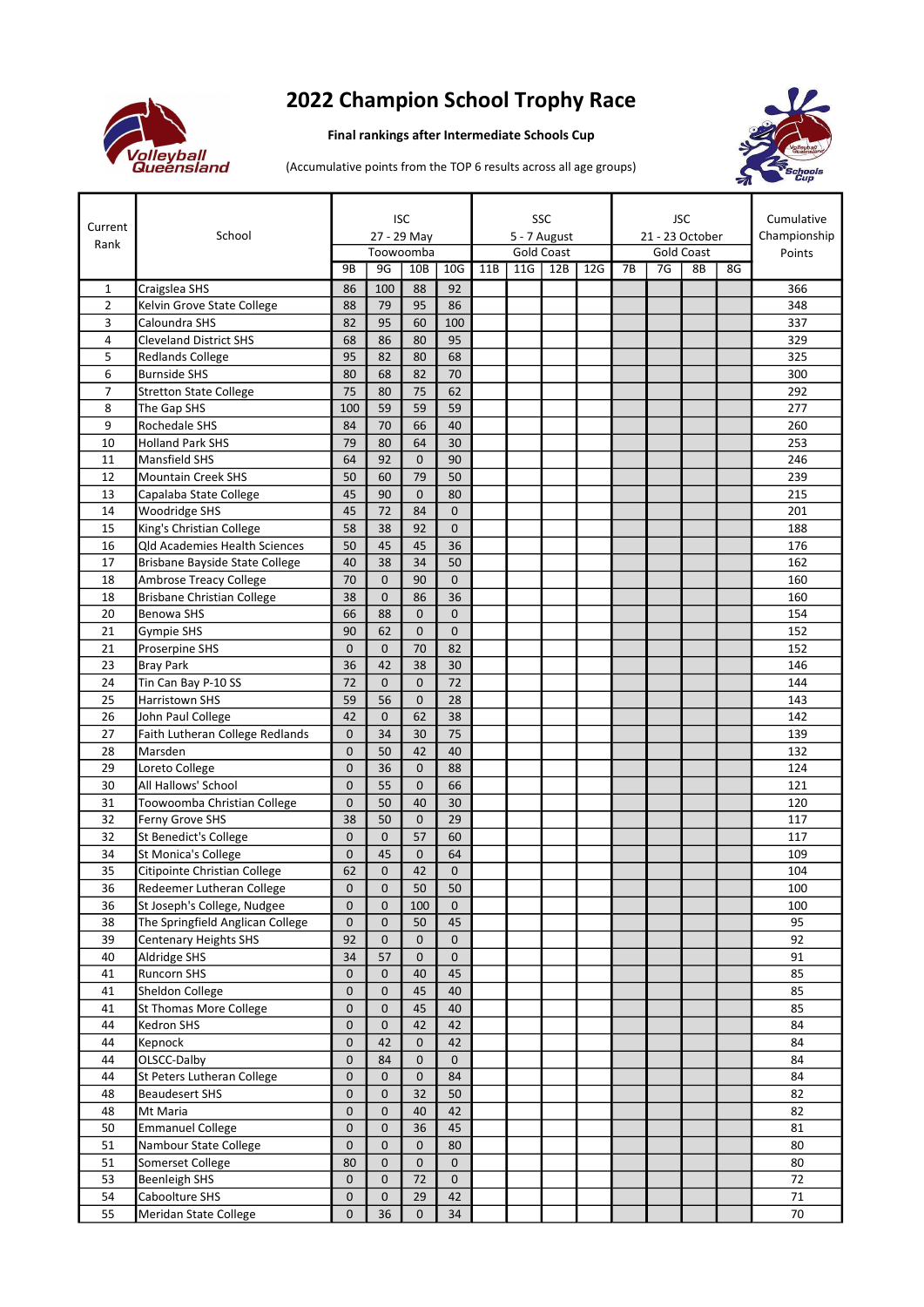# 2022 Champion School Trophy Race

**Final rankings after Intermediate Schools Cup**

(Accumulative points from the TOP 6 results across all age groups)

| Current Rank | School | ISC 27 - 29 May Toowoomba | | | | SSC 5 - 7 August Gold Coast | | | | JSC 21 - 23 October Gold Coast | | | | Cumulative Championship Points |
|---|---|---|---|---|---|---|---|---|---|---|---|---|---|---|
| | | 9B | 9G | 10B | 10G | 11B | 11G | 12B | 12G | 7B | 7G | 8B | 8G | |
| 1 | Craigslea SHS | 86 | 100 | 88 | 92 | | | | | | | | | 366 |
| 2 | Kelvin Grove State College | 88 | 79 | 95 | 86 | | | | | | | | | 348 |
| 3 | Caloundra SHS | 82 | 95 | 60 | 100 | | | | | | | | | 337 |
| 4 | Cleveland District SHS | 68 | 86 | 80 | 95 | | | | | | | | | 329 |
| 5 | Redlands College | 95 | 82 | 80 | 68 | | | | | | | | | 325 |
| 6 | Burnside SHS | 80 | 68 | 82 | 70 | | | | | | | | | 300 |
| 7 | Stretton State College | 75 | 80 | 75 | 62 | | | | | | | | | 292 |
| 8 | The Gap SHS | 100 | 59 | 59 | 59 | | | | | | | | | 277 |
| 9 | Rochedale SHS | 84 | 70 | 66 | 40 | | | | | | | | | 260 |
| 10 | Holland Park SHS | 79 | 80 | 64 | 30 | | | | | | | | | 253 |
| 11 | Mansfield SHS | 64 | 92 | 0 | 90 | | | | | | | | | 246 |
| 12 | Mountain Creek SHS | 50 | 60 | 79 | 50 | | | | | | | | | 239 |
| 13 | Capalaba State College | 45 | 90 | 0 | 80 | | | | | | | | | 215 |
| 14 | Woodridge SHS | 45 | 72 | 84 | 0 | | | | | | | | | 201 |
| 15 | King's Christian College | 58 | 38 | 92 | 0 | | | | | | | | | 188 |
| 16 | Qld Academies Health Sciences | 50 | 45 | 45 | 36 | | | | | | | | | 176 |
| 17 | Brisbane Bayside State College | 40 | 38 | 34 | 50 | | | | | | | | | 162 |
| 18 | Ambrose Treacy College | 70 | 0 | 90 | 0 | | | | | | | | | 160 |
| 18 | Brisbane Christian College | 38 | 0 | 86 | 36 | | | | | | | | | 160 |
| 20 | Benowa SHS | 66 | 88 | 0 | 0 | | | | | | | | | 154 |
| 21 | Gympie SHS | 90 | 62 | 0 | 0 | | | | | | | | | 152 |
| 21 | Proserpine SHS | 0 | 0 | 70 | 82 | | | | | | | | | 152 |
| 23 | Bray Park | 36 | 42 | 38 | 30 | | | | | | | | | 146 |
| 24 | Tin Can Bay P-10 SS | 72 | 0 | 0 | 72 | | | | | | | | | 144 |
| 25 | Harristown SHS | 59 | 56 | 0 | 28 | | | | | | | | | 143 |
| 26 | John Paul College | 42 | 0 | 62 | 38 | | | | | | | | | 142 |
| 27 | Faith Lutheran College Redlands | 0 | 34 | 30 | 75 | | | | | | | | | 139 |
| 28 | Marsden | 0 | 50 | 42 | 40 | | | | | | | | | 132 |
| 29 | Loreto College | 0 | 36 | 0 | 88 | | | | | | | | | 124 |
| 30 | All Hallows' School | 0 | 55 | 0 | 66 | | | | | | | | | 121 |
| 31 | Toowoomba Christian College | 0 | 50 | 40 | 30 | | | | | | | | | 120 |
| 32 | Ferny Grove SHS | 38 | 50 | 0 | 29 | | | | | | | | | 117 |
| 32 | St Benedict's College | 0 | 0 | 57 | 60 | | | | | | | | | 117 |
| 34 | St Monica's College | 0 | 45 | 0 | 64 | | | | | | | | | 109 |
| 35 | Citipointe Christian College | 62 | 0 | 42 | 0 | | | | | | | | | 104 |
| 36 | Redeemer Lutheran College | 0 | 0 | 50 | 50 | | | | | | | | | 100 |
| 36 | St Joseph's College, Nudgee | 0 | 0 | 100 | 0 | | | | | | | | | 100 |
| 38 | The Springfield Anglican College | 0 | 0 | 50 | 45 | | | | | | | | | 95 |
| 39 | Centenary Heights SHS | 92 | 0 | 0 | 0 | | | | | | | | | 92 |
| 40 | Aldridge SHS | 34 | 57 | 0 | 0 | | | | | | | | | 91 |
| 41 | Runcorn SHS | 0 | 0 | 40 | 45 | | | | | | | | | 85 |
| 41 | Sheldon College | 0 | 0 | 45 | 40 | | | | | | | | | 85 |
| 41 | St Thomas More College | 0 | 0 | 45 | 40 | | | | | | | | | 85 |
| 44 | Kedron SHS | 0 | 0 | 42 | 42 | | | | | | | | | 84 |
| 44 | Kepnock | 0 | 42 | 0 | 42 | | | | | | | | | 84 |
| 44 | OLSCC-Dalby | 0 | 84 | 0 | 0 | | | | | | | | | 84 |
| 44 | St Peters Lutheran College | 0 | 0 | 0 | 84 | | | | | | | | | 84 |
| 48 | Beaudesert SHS | 0 | 0 | 32 | 50 | | | | | | | | | 82 |
| 48 | Mt Maria | 0 | 0 | 40 | 42 | | | | | | | | | 82 |
| 50 | Emmanuel College | 0 | 0 | 36 | 45 | | | | | | | | | 81 |
| 51 | Nambour State College | 0 | 0 | 0 | 80 | | | | | | | | | 80 |
| 51 | Somerset College | 80 | 0 | 0 | 0 | | | | | | | | | 80 |
| 53 | Beenleigh SHS | 0 | 0 | 72 | 0 | | | | | | | | | 72 |
| 54 | Caboolture SHS | 0 | 0 | 29 | 42 | | | | | | | | | 71 |
| 55 | Meridan State College | 0 | 36 | 0 | 34 | | | | | | | | | 70 |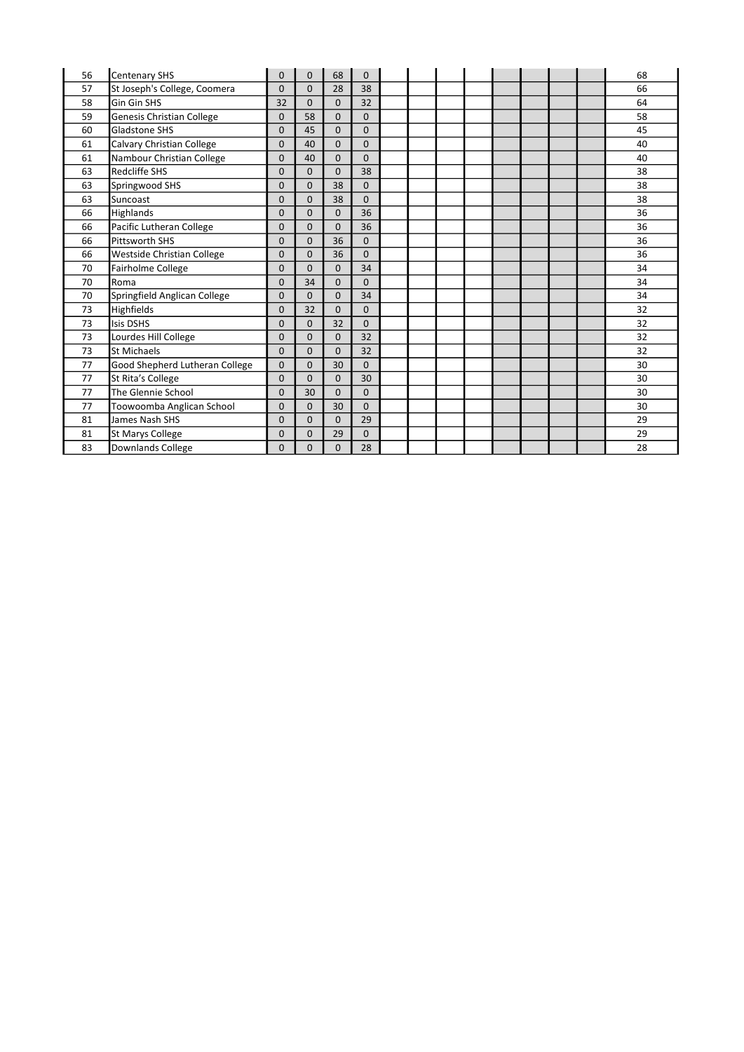| | | | | | | | | | | | | | | |
|---|---|---|---|---|---|---|---|---|---|---|---|---|---|---|
| 56 | Centenary SHS | 0 | 0 | 68 | 0 | | | | | | | | | 68 |
| 57 | St Joseph's College, Coomera | 0 | 0 | 28 | 38 | | | | | | | | | 66 |
| 58 | Gin Gin SHS | 32 | 0 | 0 | 32 | | | | | | | | | 64 |
| 59 | Genesis Christian College | 0 | 58 | 0 | 0 | | | | | | | | | 58 |
| 60 | Gladstone SHS | 0 | 45 | 0 | 0 | | | | | | | | | 45 |
| 61 | Calvary Christian College | 0 | 40 | 0 | 0 | | | | | | | | | 40 |
| 61 | Nambour Christian College | 0 | 40 | 0 | 0 | | | | | | | | | 40 |
| 63 | Redcliffe SHS | 0 | 0 | 0 | 38 | | | | | | | | | 38 |
| 63 | Springwood SHS | 0 | 0 | 38 | 0 | | | | | | | | | 38 |
| 63 | Suncoast | 0 | 0 | 38 | 0 | | | | | | | | | 38 |
| 66 | Highlands | 0 | 0 | 0 | 36 | | | | | | | | | 36 |
| 66 | Pacific Lutheran College | 0 | 0 | 0 | 36 | | | | | | | | | 36 |
| 66 | Pittsworth SHS | 0 | 0 | 36 | 0 | | | | | | | | | 36 |
| 66 | Westside Christian College | 0 | 0 | 36 | 0 | | | | | | | | | 36 |
| 70 | Fairholme College | 0 | 0 | 0 | 34 | | | | | | | | | 34 |
| 70 | Roma | 0 | 34 | 0 | 0 | | | | | | | | | 34 |
| 70 | Springfield Anglican College | 0 | 0 | 0 | 34 | | | | | | | | | 34 |
| 73 | Highfields | 0 | 32 | 0 | 0 | | | | | | | | | 32 |
| 73 | Isis DSHS | 0 | 0 | 32 | 0 | | | | | | | | | 32 |
| 73 | Lourdes Hill College | 0 | 0 | 0 | 32 | | | | | | | | | 32 |
| 73 | St Michaels | 0 | 0 | 0 | 32 | | | | | | | | | 32 |
| 77 | Good Shepherd Lutheran College | 0 | 0 | 30 | 0 | | | | | | | | | 30 |
| 77 | St Rita's College | 0 | 0 | 0 | 30 | | | | | | | | | 30 |
| 77 | The Glennie School | 0 | 30 | 0 | 0 | | | | | | | | | 30 |
| 77 | Toowoomba Anglican School | 0 | 0 | 30 | 0 | | | | | | | | | 30 |
| 81 | James Nash SHS | 0 | 0 | 0 | 29 | | | | | | | | | 29 |
| 81 | St Marys College | 0 | 0 | 29 | 0 | | | | | | | | | 29 |
| 83 | Downlands College | 0 | 0 | 0 | 28 | | | | | | | | | 28 |